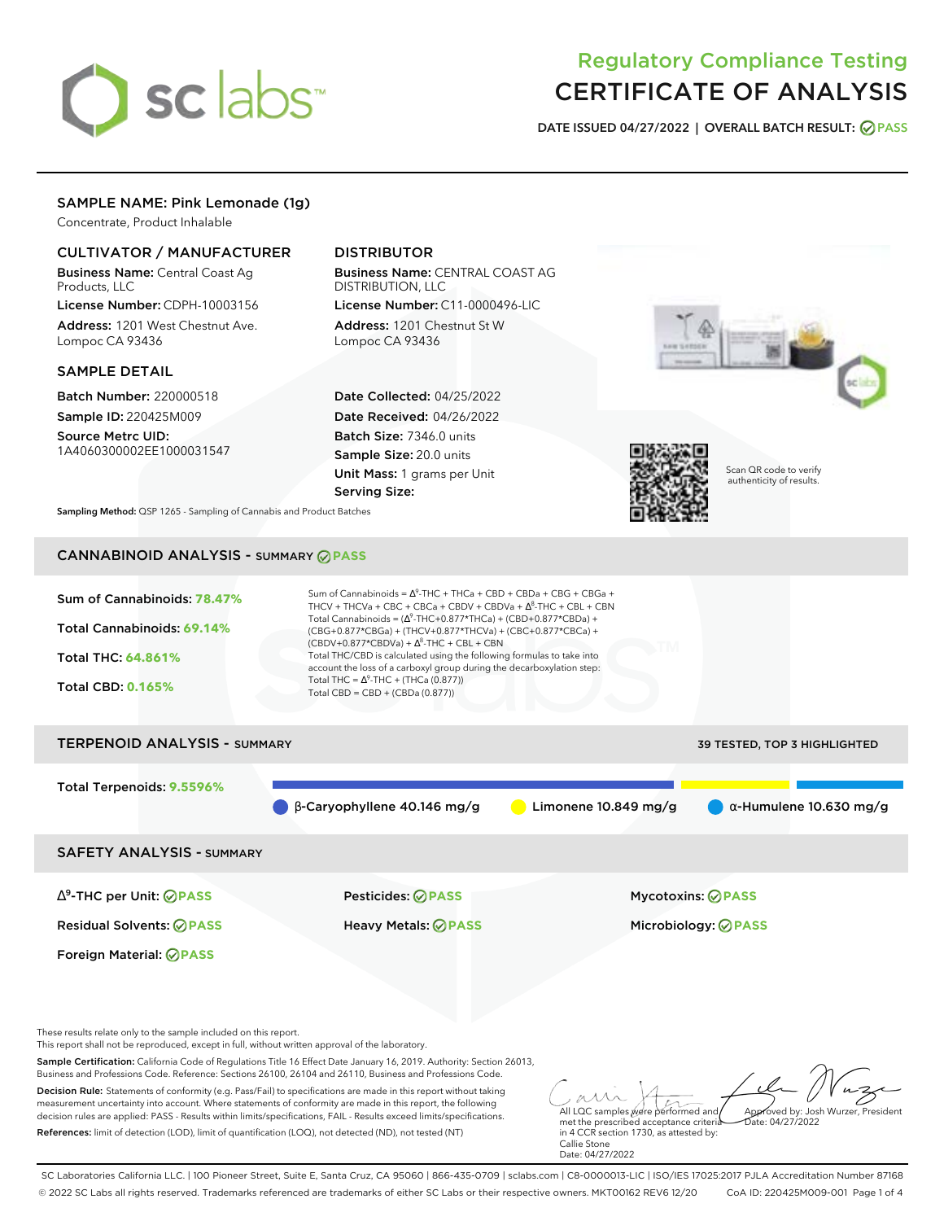# Regulatory Compliance Testing
# CERTIFICATE OF ANALYSIS

**DATE ISSUED 04/27/2022 | OVERALL BATCH RESULT: PASS**

## SAMPLE NAME: Pink Lemonade (1g)

Concentrate, Product Inhalable

### CULTIVATOR / MANUFACTURER

**Business Name:** Central Coast Ag Products, LLC

**License Number:** CDPH-10003156

**Address:** 1201 West Chestnut Ave. Lompoc CA 93436

### DISTRIBUTOR

**Business Name:** CENTRAL COAST AG DISTRIBUTION, LLC

**License Number:** C11-0000496-LIC

**Address:** 1201 Chestnut St W Lompoc CA 93436

### SAMPLE DETAIL

**Batch Number:** 220000518

**Sample ID:** 220425M009

**Source Metrc UID:** 1A4060300002EE1000031547

**Date Collected:** 04/25/2022

**Date Received:** 04/26/2022

**Batch Size:** 7346.0 units

**Sample Size:** 20.0 units

**Unit Mass:** 1 grams per Unit

**Serving Size:**

Scan QR code to verify authenticity of results.

**Sampling Method:** QSP 1265 - Sampling of Cannabis and Product Batches

## CANNABINOID ANALYSIS - SUMMARY PASS

**Sum of Cannabinoids: 78.47%**

**Total Cannabinoids: 69.14%**

**Total THC: 64.861%**

**Total CBD: 0.165%**

Sum of Cannabinoids = $\Delta^9$-THC + THCa + CBD + CBDa + CBG + CBGa + THCV + THCVa + CBC + CBCa + CBDV + CBDVa + $\Delta^8$-THC + CBL + CBN

Total Cannabinoids = ($\Delta^9$-THC+0.877*THCa) + (CBD+0.877*CBDa) + (CBG+0.877*CBGa) + (THCV+0.877*THCVa) + (CBC+0.877*CBCa) + (CBDV+0.877*CBDVa) + $\Delta^8$-THC + CBL + CBN

Total THC/CBD is calculated using the following formulas to take into account the loss of a carboxyl group during the decarboxylation step:

Total THC = $\Delta^9$-THC + (THCa (0.877))

Total CBD = CBD + (CBDa (0.877))

## TERPENOID ANALYSIS - SUMMARY

39 TESTED, TOP 3 HIGHLIGHTED

**Total Terpenoids: 9.5596%**

β-Caryophyllene 40.146 mg/g | Limonene 10.849 mg/g | α-Humulene 10.630 mg/g

## SAFETY ANALYSIS - SUMMARY

| | | |
|---|---|---|
| $\Delta^9$-THC per Unit: PASS | Pesticides: PASS | Mycotoxins: PASS |
| Residual Solvents: PASS | Heavy Metals: PASS | Microbiology: PASS |
| Foreign Material: PASS | | |

These results relate only to the sample included on this report.
This report shall not be reproduced, except in full, without written approval of the laboratory.

**Sample Certification:** California Code of Regulations Title 16 Effect Date January 16, 2019. Authority: Section 26013, Business and Professions Code. Reference: Sections 26100, 26104 and 26110, Business and Professions Code.

**Decision Rule:** Statements of conformity (e.g. Pass/Fail) to specifications are made in this report without taking measurement uncertainty into account. Where statements of conformity are made in this report, the following decision rules are applied: PASS - Results within limits/specifications, FAIL - Results exceed limits/specifications.

**References:** limit of detection (LOD), limit of quantification (LOQ), not detected (ND), not tested (NT)

All LQC samples were performed and met the prescribed acceptance criteria in 4 CCR section 1730, as attested by: Callie Stone Date: 04/27/2022

Approved by: Josh Wurzer, President Date: 04/27/2022

SC Laboratories California LLC. | 100 Pioneer Street, Suite E, Santa Cruz, CA 95060 | 866-435-0709 | sclabs.com | C8-0000013-LIC | ISO/IES 17025:2017 PJLA Accreditation Number 87168
© 2022 SC Labs all rights reserved. Trademarks referenced are trademarks of either SC Labs or their respective owners. MKT00162 REV6 12/20 CoA ID: 220425M009-001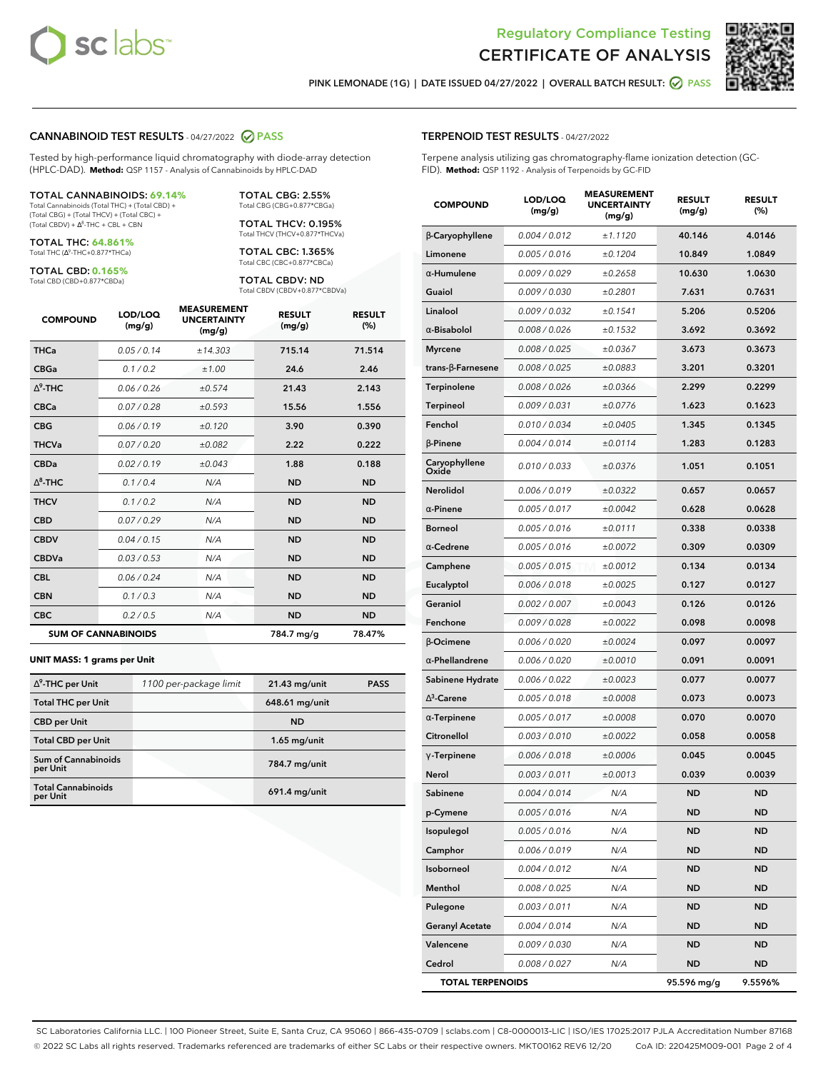# Regulatory Compliance Testing
# CERTIFICATE OF ANALYSIS

PINK LEMONADE (1G) | DATE ISSUED 04/27/2022 | OVERALL BATCH RESULT: PASS

## CANNABINOID TEST RESULTS - 04/27/2022 PASS

Tested by high-performance liquid chromatography with diode-array detection (HPLC-DAD). **Method:** QSP 1157 - Analysis of Cannabinoids by HPLC-DAD

**TOTAL CANNABINOIDS: 69.14%**
Total Cannabinoids (Total THC) + (Total CBD) + (Total CBG) + (Total THCV) + (Total CBC) + (Total CBDV) + $\Delta^8$-THC + CBL + CBN

**TOTAL THC: 64.861%**
Total THC ($\Delta^9$-THC+0.877*THCa)

**TOTAL CBD: 0.165%**
Total CBD (CBD+0.877*CBDa)

**TOTAL CBG: 2.55%**
Total CBG (CBG+0.877*CBGa)

**TOTAL THCV: 0.195%**
Total THCV (THCV+0.877*THCVa)

**TOTAL CBC: 1.365%**
Total CBC (CBC+0.877*CBCa)

**TOTAL CBDV: ND**
Total CBDV (CBDV+0.877*CBDVa)

| COMPOUND | LOD/LOQ (mg/g) | MEASUREMENT UNCERTAINTY (mg/g) | RESULT (mg/g) | RESULT (%) |
|---|---|---|---|---|
| THCa | 0.05 / 0.14 | ±14.303 | 715.14 | 71.514 |
| CBGa | 0.1 / 0.2 | ±1.00 | 24.6 | 2.46 |
| $\Delta^9$-THC | 0.06 / 0.26 | ±0.574 | 21.43 | 2.143 |
| CBCa | 0.07 / 0.28 | ±0.593 | 15.56 | 1.556 |
| CBG | 0.06 / 0.19 | ±0.120 | 3.90 | 0.390 |
| THCVa | 0.07 / 0.20 | ±0.082 | 2.22 | 0.222 |
| CBDa | 0.02 / 0.19 | ±0.043 | 1.88 | 0.188 |
| $\Delta^8$-THC | 0.1 / 0.4 | N/A | ND | ND |
| THCV | 0.1 / 0.2 | N/A | ND | ND |
| CBD | 0.07 / 0.29 | N/A | ND | ND |
| CBDV | 0.04 / 0.15 | N/A | ND | ND |
| CBDVa | 0.03 / 0.53 | N/A | ND | ND |
| CBL | 0.06 / 0.24 | N/A | ND | ND |
| CBN | 0.1 / 0.3 | N/A | ND | ND |
| CBC | 0.2 / 0.5 | N/A | ND | ND |
| **SUM OF CANNABINOIDS** | | | 784.7 mg/g | 78.47% |

**UNIT MASS: 1 grams per Unit**

| | | | |
|---|---|---|---|
| $\Delta^9$-THC per Unit | 1100 per-package limit | 21.43 mg/unit | PASS |
| Total THC per Unit | | 648.61 mg/unit | |
| CBD per Unit | | ND | |
| Total CBD per Unit | | 1.65 mg/unit | |
| Sum of Cannabinoids per Unit | | 784.7 mg/unit | |
| Total Cannabinoids per Unit | | 691.4 mg/unit | |

## TERPENOID TEST RESULTS - 04/27/2022

Terpene analysis utilizing gas chromatography-flame ionization detection (GC-FID). **Method:** QSP 1192 - Analysis of Terpenoids by GC-FID

| COMPOUND | LOD/LOQ (mg/g) | MEASUREMENT UNCERTAINTY (mg/g) | RESULT (mg/g) | RESULT (%) |
|---|---|---|---|---|
| β-Caryophyllene | 0.004 / 0.012 | ±1.1120 | 40.146 | 4.0146 |
| Limonene | 0.005 / 0.016 | ±0.1204 | 10.849 | 1.0849 |
| α-Humulene | 0.009 / 0.029 | ±0.2658 | 10.630 | 1.0630 |
| Guaiol | 0.009 / 0.030 | ±0.2801 | 7.631 | 0.7631 |
| Linalool | 0.009 / 0.032 | ±0.1541 | 5.206 | 0.5206 |
| α-Bisabolol | 0.008 / 0.026 | ±0.1532 | 3.692 | 0.3692 |
| Myrcene | 0.008 / 0.025 | ±0.0367 | 3.673 | 0.3673 |
| trans-β-Farnesene | 0.008 / 0.025 | ±0.0883 | 3.201 | 0.3201 |
| Terpinolene | 0.008 / 0.026 | ±0.0366 | 2.299 | 0.2299 |
| Terpineol | 0.009 / 0.031 | ±0.0776 | 1.623 | 0.1623 |
| Fenchol | 0.010 / 0.034 | ±0.0405 | 1.345 | 0.1345 |
| β-Pinene | 0.004 / 0.014 | ±0.0114 | 1.283 | 0.1283 |
| Caryophyllene Oxide | 0.010 / 0.033 | ±0.0376 | 1.051 | 0.1051 |
| Nerolidol | 0.006 / 0.019 | ±0.0322 | 0.657 | 0.0657 |
| α-Pinene | 0.005 / 0.017 | ±0.0042 | 0.628 | 0.0628 |
| Borneol | 0.005 / 0.016 | ±0.0111 | 0.338 | 0.0338 |
| α-Cedrene | 0.005 / 0.016 | ±0.0072 | 0.309 | 0.0309 |
| Camphene | 0.005 / 0.015 | ±0.0012 | 0.134 | 0.0134 |
| Eucalyptol | 0.006 / 0.018 | ±0.0025 | 0.127 | 0.0127 |
| Geraniol | 0.002 / 0.007 | ±0.0043 | 0.126 | 0.0126 |
| Fenchone | 0.009 / 0.028 | ±0.0022 | 0.098 | 0.0098 |
| β-Ocimene | 0.006 / 0.020 | ±0.0024 | 0.097 | 0.0097 |
| α-Phellandrene | 0.006 / 0.020 | ±0.0010 | 0.091 | 0.0091 |
| Sabinene Hydrate | 0.006 / 0.022 | ±0.0023 | 0.077 | 0.0077 |
| $\Delta^3$-Carene | 0.005 / 0.018 | ±0.0008 | 0.073 | 0.0073 |
| α-Terpinene | 0.005 / 0.017 | ±0.0008 | 0.070 | 0.0070 |
| Citronellol | 0.003 / 0.010 | ±0.0022 | 0.058 | 0.0058 |
| γ-Terpinene | 0.006 / 0.018 | ±0.0006 | 0.045 | 0.0045 |
| Nerol | 0.003 / 0.011 | ±0.0013 | 0.039 | 0.0039 |
| Sabinene | 0.004 / 0.014 | N/A | ND | ND |
| p-Cymene | 0.005 / 0.016 | N/A | ND | ND |
| Isopulegol | 0.005 / 0.016 | N/A | ND | ND |
| Camphor | 0.006 / 0.019 | N/A | ND | ND |
| Isoborneol | 0.004 / 0.012 | N/A | ND | ND |
| Menthol | 0.008 / 0.025 | N/A | ND | ND |
| Pulegone | 0.003 / 0.011 | N/A | ND | ND |
| Geranyl Acetate | 0.004 / 0.014 | N/A | ND | ND |
| Valencene | 0.009 / 0.030 | N/A | ND | ND |
| Cedrol | 0.008 / 0.027 | N/A | ND | ND |
| **TOTAL TERPENOIDS** | | | 95.596 mg/g | 9.5596% |

SC Laboratories California LLC. | 100 Pioneer Street, Suite E, Santa Cruz, CA 95060 | 866-435-0709 | sclabs.com | C8-0000013-LIC | ISO/IES 17025:2017 PJLA Accreditation Number 87168
© 2022 SC Labs all rights reserved. Trademarks referenced are trademarks of either SC Labs or their respective owners. MKT00162 REV6 12/20 CoA ID: 220425M009-001